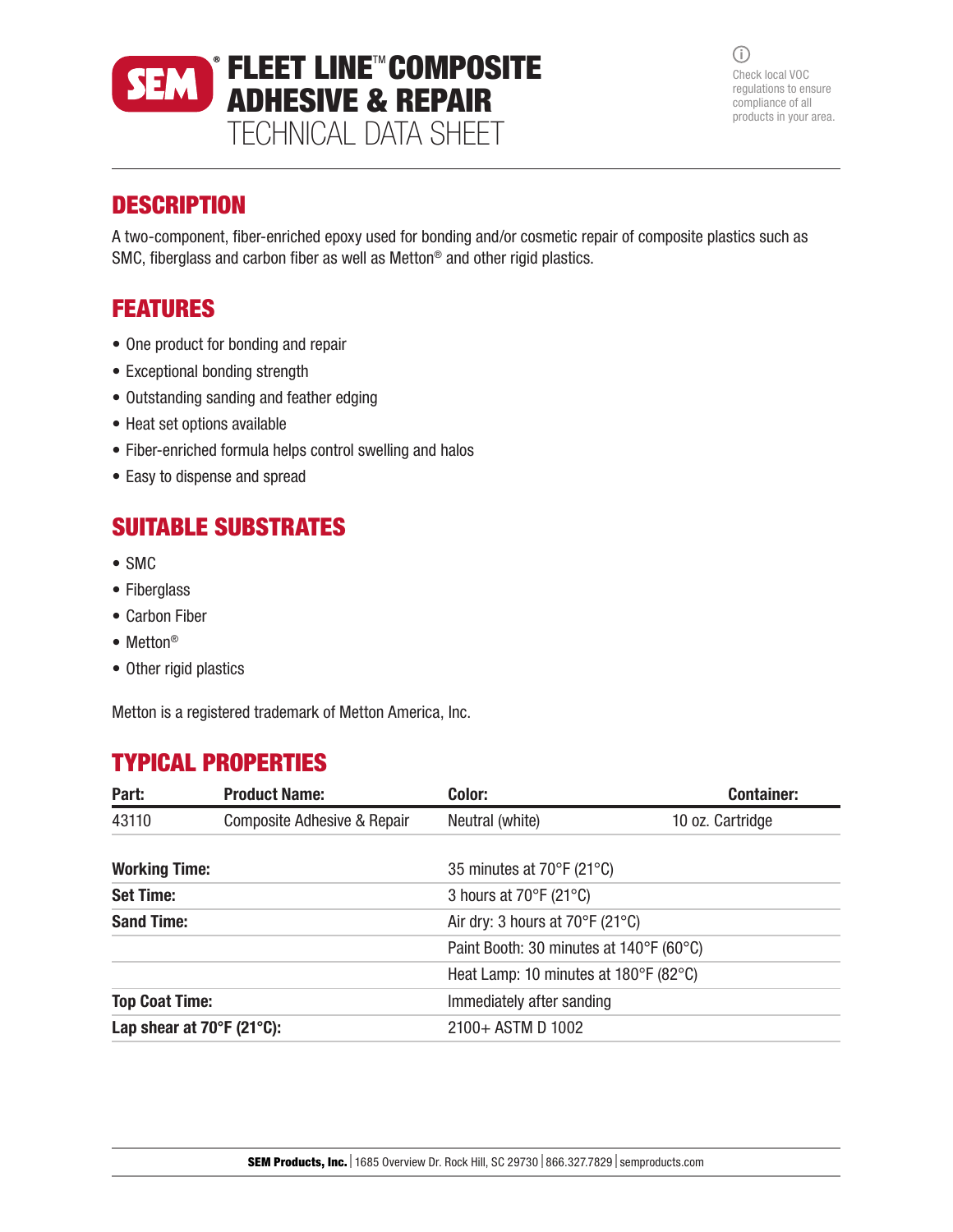# SEM® FLEET LINE™ COMPOSITE ADHESIVE & REPAIR

TECHNICAL DATA SHEET

Check local VOC regulations to ensure compliance of all products in your area.

## DESCRIPTION

A two-component, fiber-enriched epoxy used for bonding and/or cosmetic repair of composite plastics such as SMC, fiberglass and carbon fiber as well as Metton® and other rigid plastics.

## FEATURES

- One product for bonding and repair
- Exceptional bonding strength
- Outstanding sanding and feather edging
- Heat set options available
- Fiber-enriched formula helps control swelling and halos
- Easy to dispense and spread

## SUITABLE SUBSTRATES

- SMC
- Fiberglass
- Carbon Fiber
- Metton®
- Other rigid plastics

Metton is a registered trademark of Metton America, Inc.

## TYPICAL PROPERTIES

| Part: | Product Name: | Color: | Container: |
|---|---|---|---|
| 43110 | Composite Adhesive & Repair | Neutral (white) | 10 oz. Cartridge |

| | |
|---|---|
| **Working Time:** | 35 minutes at 70°F (21°C) |
| **Set Time:** | 3 hours at 70°F (21°C) |
| **Sand Time:** | Air dry: 3 hours at 70°F (21°C) |
| | Paint Booth: 30 minutes at 140°F (60°C) |
| | Heat Lamp: 10 minutes at 180°F (82°C) |
| **Top Coat Time:** | Immediately after sanding |
| **Lap shear at 70°F (21°C):** | 2100+ ASTM D 1002 |

**SEM Products, Inc.** | 1685 Overview Dr. Rock Hill, SC 29730 | 866.327.7829 | semproducts.com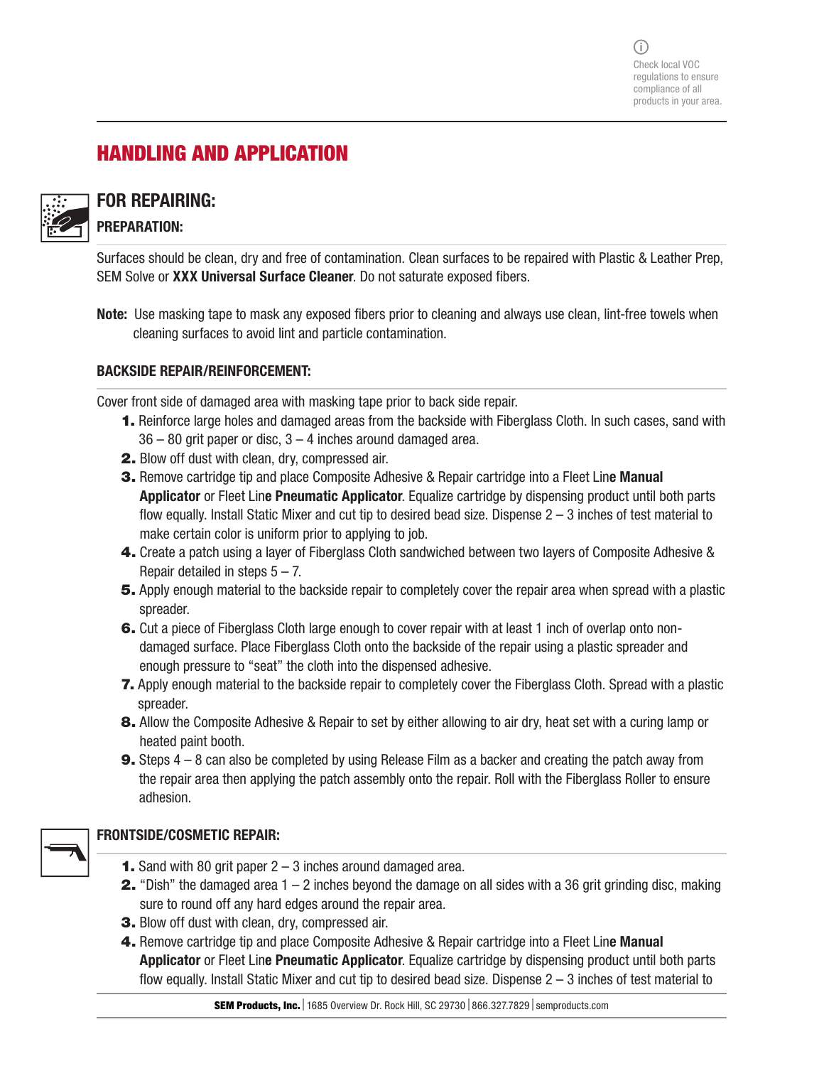Check local VOC regulations to ensure compliance of all products in your area.

# HANDLING AND APPLICATION

## FOR REPAIRING:

### PREPARATION:

Surfaces should be clean, dry and free of contamination. Clean surfaces to be repaired with Plastic & Leather Prep, SEM Solve or **XXX Universal Surface Cleaner**. Do not saturate exposed fibers.

**Note:** Use masking tape to mask any exposed fibers prior to cleaning and always use clean, lint-free towels when cleaning surfaces to avoid lint and particle contamination.

### BACKSIDE REPAIR/REINFORCEMENT:

Cover front side of damaged area with masking tape prior to back side repair.

1. Reinforce large holes and damaged areas from the backside with Fiberglass Cloth. In such cases, sand with 36 – 80 grit paper or disc, 3 – 4 inches around damaged area.
2. Blow off dust with clean, dry, compressed air.
3. Remove cartridge tip and place Composite Adhesive & Repair cartridge into a Fleet Lin**e Manual Applicator** or Fleet Lin**e Pneumatic Applicator**. Equalize cartridge by dispensing product until both parts flow equally. Install Static Mixer and cut tip to desired bead size. Dispense 2 – 3 inches of test material to make certain color is uniform prior to applying to job.
4. Create a patch using a layer of Fiberglass Cloth sandwiched between two layers of Composite Adhesive & Repair detailed in steps 5 – 7.
5. Apply enough material to the backside repair to completely cover the repair area when spread with a plastic spreader.
6. Cut a piece of Fiberglass Cloth large enough to cover repair with at least 1 inch of overlap onto non-damaged surface. Place Fiberglass Cloth onto the backside of the repair using a plastic spreader and enough pressure to "seat" the cloth into the dispensed adhesive.
7. Apply enough material to the backside repair to completely cover the Fiberglass Cloth. Spread with a plastic spreader.
8. Allow the Composite Adhesive & Repair to set by either allowing to air dry, heat set with a curing lamp or heated paint booth.
9. Steps 4 – 8 can also be completed by using Release Film as a backer and creating the patch away from the repair area then applying the patch assembly onto the repair. Roll with the Fiberglass Roller to ensure adhesion.

### FRONTSIDE/COSMETIC REPAIR:

1. Sand with 80 grit paper 2 – 3 inches around damaged area.
2. "Dish" the damaged area 1 – 2 inches beyond the damage on all sides with a 36 grit grinding disc, making sure to round off any hard edges around the repair area.
3. Blow off dust with clean, dry, compressed air.
4. Remove cartridge tip and place Composite Adhesive & Repair cartridge into a Fleet Lin**e Manual Applicator** or Fleet Lin**e Pneumatic Applicator**. Equalize cartridge by dispensing product until both parts flow equally. Install Static Mixer and cut tip to desired bead size. Dispense 2 – 3 inches of test material to

**SEM Products, Inc.** | 1685 Overview Dr. Rock Hill, SC 29730 | 866.327.7829 | semproducts.com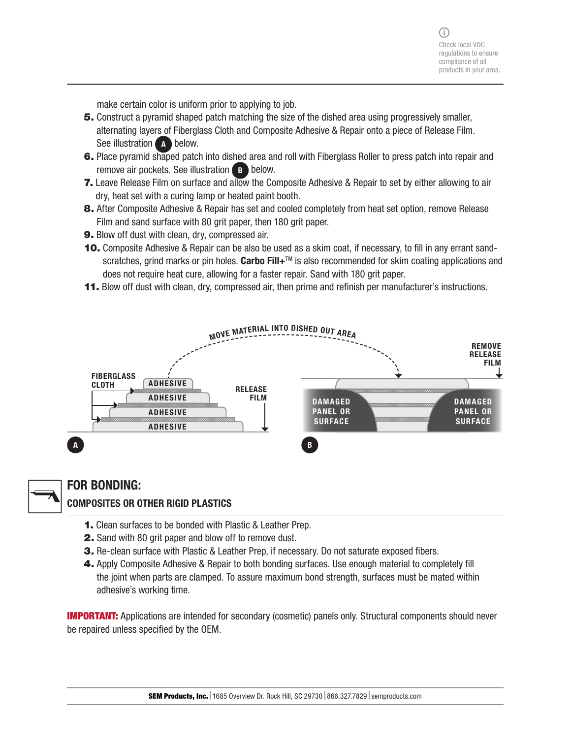ⓘ Check local VOC regulations to ensure compliance of all products in your area.

make certain color is uniform prior to applying to job.

5. Construct a pyramid shaped patch matching the size of the dished area using progressively smaller, alternating layers of Fiberglass Cloth and Composite Adhesive & Repair onto a piece of Release Film. See illustration **A** below.
6. Place pyramid shaped patch into dished area and roll with Fiberglass Roller to press patch into repair and remove air pockets. See illustration **B** below.
7. Leave Release Film on surface and allow the Composite Adhesive & Repair to set by either allowing to air dry, heat set with a curing lamp or heated paint booth.
8. After Composite Adhesive & Repair has set and cooled completely from heat set option, remove Release Film and sand surface with 80 grit paper, then 180 grit paper.
9. Blow off dust with clean, dry, compressed air.
10. Composite Adhesive & Repair can be also be used as a skim coat, if necessary, to fill in any errant sand-scratches, grind marks or pin holes. **Carbo Fill+**™ is also recommended for skim coating applications and does not require heat cure, allowing for a faster repair. Sand with 180 grit paper.
11. Blow off dust with clean, dry, compressed air, then prime and refinish per manufacturer's instructions.

MOVE MATERIAL INTO DISHED OUT AREA

FIBERGLASS CLOTH

ADHESIVE

ADHESIVE

ADHESIVE

ADHESIVE

RELEASE FILM

A

REMOVE RELEASE FILM

DAMAGED PANEL OR SURFACE

DAMAGED PANEL OR SURFACE

B

## FOR BONDING:

### COMPOSITES OR OTHER RIGID PLASTICS

1. Clean surfaces to be bonded with Plastic & Leather Prep.
2. Sand with 80 grit paper and blow off to remove dust.
3. Re-clean surface with Plastic & Leather Prep, if necessary. Do not saturate exposed fibers.
4. Apply Composite Adhesive & Repair to both bonding surfaces. Use enough material to completely fill the joint when parts are clamped. To assure maximum bond strength, surfaces must be mated within adhesive's working time.

**IMPORTANT:** Applications are intended for secondary (cosmetic) panels only. Structural components should never be repaired unless specified by the OEM.

**SEM Products, Inc.** | 1685 Overview Dr. Rock Hill, SC 29730 | 866.327.7829 | semproducts.com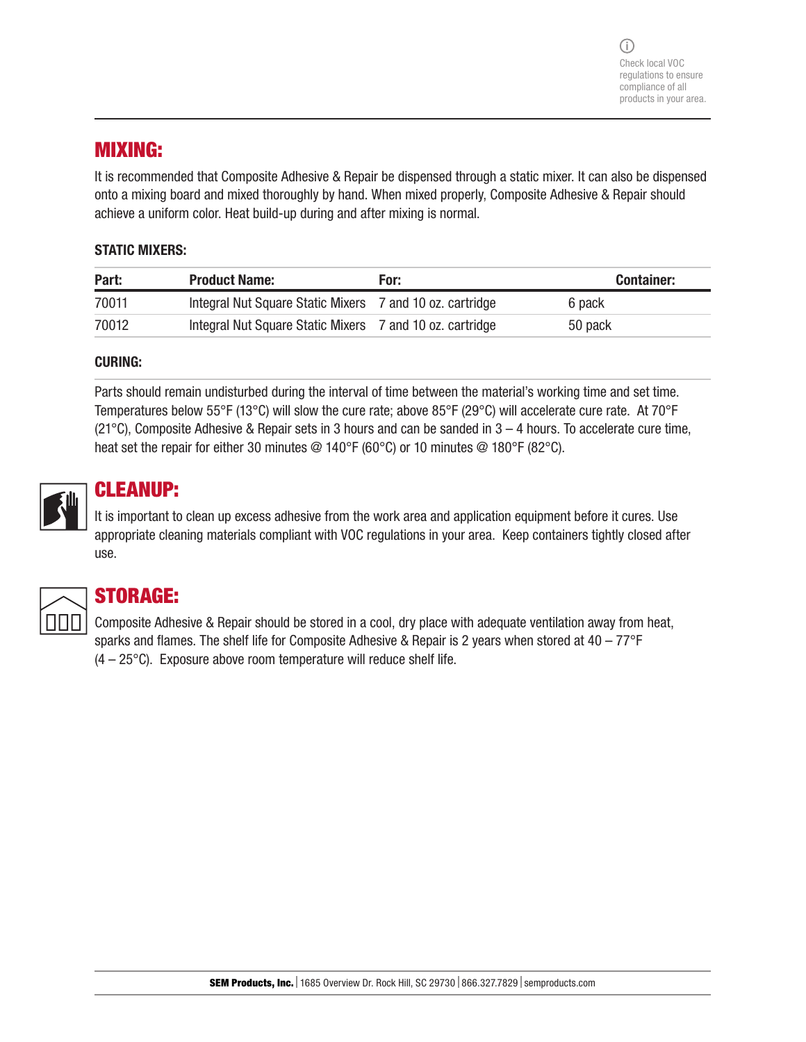Check local VOC regulations to ensure compliance of all products in your area.

## MIXING:

It is recommended that Composite Adhesive & Repair be dispensed through a static mixer. It can also be dispensed onto a mixing board and mixed thoroughly by hand. When mixed properly, Composite Adhesive & Repair should achieve a uniform color. Heat build-up during and after mixing is normal.

### STATIC MIXERS:

| Part: | Product Name: | For: | Container: |
|---|---|---|---|
| 70011 | Integral Nut Square Static Mixers | 7 and 10 oz. cartridge | 6 pack |
| 70012 | Integral Nut Square Static Mixers | 7 and 10 oz. cartridge | 50 pack |

### CURING:

Parts should remain undisturbed during the interval of time between the material's working time and set time. Temperatures below 55°F (13°C) will slow the cure rate; above 85°F (29°C) will accelerate cure rate. At 70°F (21°C), Composite Adhesive & Repair sets in 3 hours and can be sanded in 3 – 4 hours. To accelerate cure time, heat set the repair for either 30 minutes @ 140°F (60°C) or 10 minutes @ 180°F (82°C).

## CLEANUP:

It is important to clean up excess adhesive from the work area and application equipment before it cures. Use appropriate cleaning materials compliant with VOC regulations in your area. Keep containers tightly closed after use.

## STORAGE:

Composite Adhesive & Repair should be stored in a cool, dry place with adequate ventilation away from heat, sparks and flames. The shelf life for Composite Adhesive & Repair is 2 years when stored at 40 – 77°F (4 – 25°C). Exposure above room temperature will reduce shelf life.

**SEM Products, Inc.** | 1685 Overview Dr. Rock Hill, SC 29730 | 866.327.7829 | semproducts.com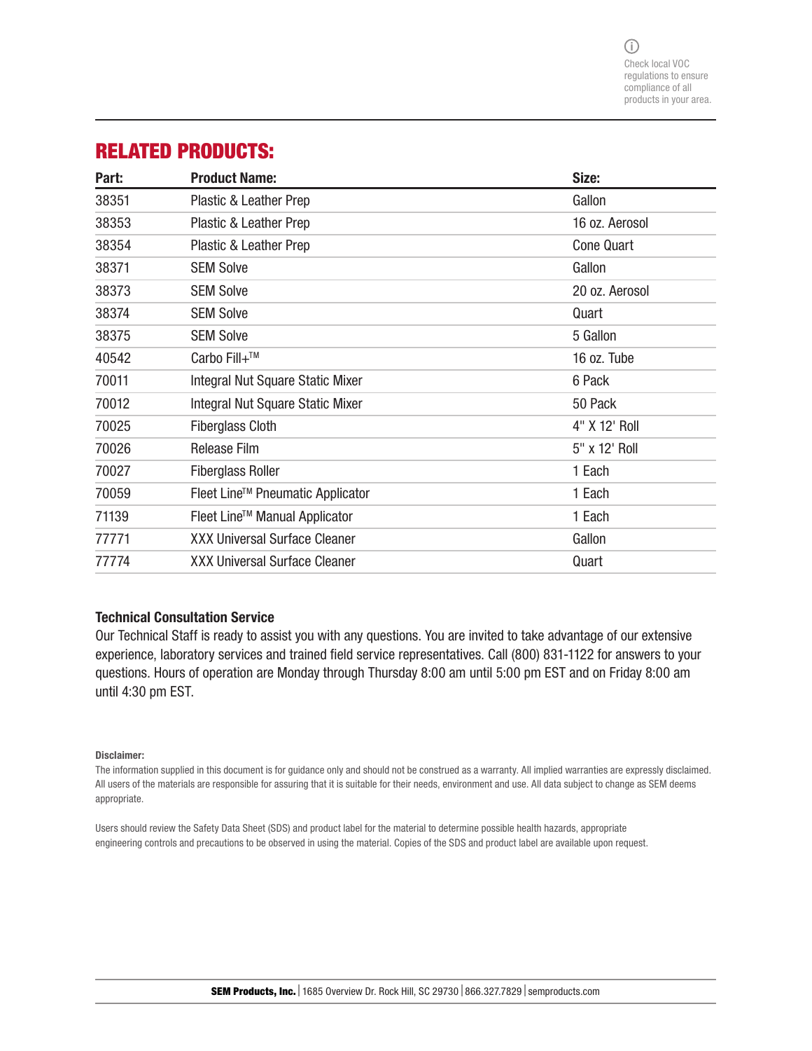Check local VOC regulations to ensure compliance of all products in your area.

## RELATED PRODUCTS:

| Part: | Product Name: | Size: |
|---|---|---|
| 38351 | Plastic & Leather Prep | Gallon |
| 38353 | Plastic & Leather Prep | 16 oz. Aerosol |
| 38354 | Plastic & Leather Prep | Cone Quart |
| 38371 | SEM Solve | Gallon |
| 38373 | SEM Solve | 20 oz. Aerosol |
| 38374 | SEM Solve | Quart |
| 38375 | SEM Solve | 5 Gallon |
| 40542 | Carbo Fill+™ | 16 oz. Tube |
| 70011 | Integral Nut Square Static Mixer | 6 Pack |
| 70012 | Integral Nut Square Static Mixer | 50 Pack |
| 70025 | Fiberglass Cloth | 4" X 12' Roll |
| 70026 | Release Film | 5" x 12' Roll |
| 70027 | Fiberglass Roller | 1 Each |
| 70059 | Fleet Line™ Pneumatic Applicator | 1 Each |
| 71139 | Fleet Line™ Manual Applicator | 1 Each |
| 77771 | XXX Universal Surface Cleaner | Gallon |
| 77774 | XXX Universal Surface Cleaner | Quart |

**Technical Consultation Service**

Our Technical Staff is ready to assist you with any questions. You are invited to take advantage of our extensive experience, laboratory services and trained field service representatives. Call (800) 831-1122 for answers to your questions. Hours of operation are Monday through Thursday 8:00 am until 5:00 pm EST and on Friday 8:00 am until 4:30 pm EST.

**Disclaimer:**

The information supplied in this document is for guidance only and should not be construed as a warranty. All implied warranties are expressly disclaimed. All users of the materials are responsible for assuring that it is suitable for their needs, environment and use. All data subject to change as SEM deems appropriate.

Users should review the Safety Data Sheet (SDS) and product label for the material to determine possible health hazards, appropriate engineering controls and precautions to be observed in using the material. Copies of the SDS and product label are available upon request.

**SEM Products, Inc.** | 1685 Overview Dr. Rock Hill, SC 29730 | 866.327.7829 | semproducts.com